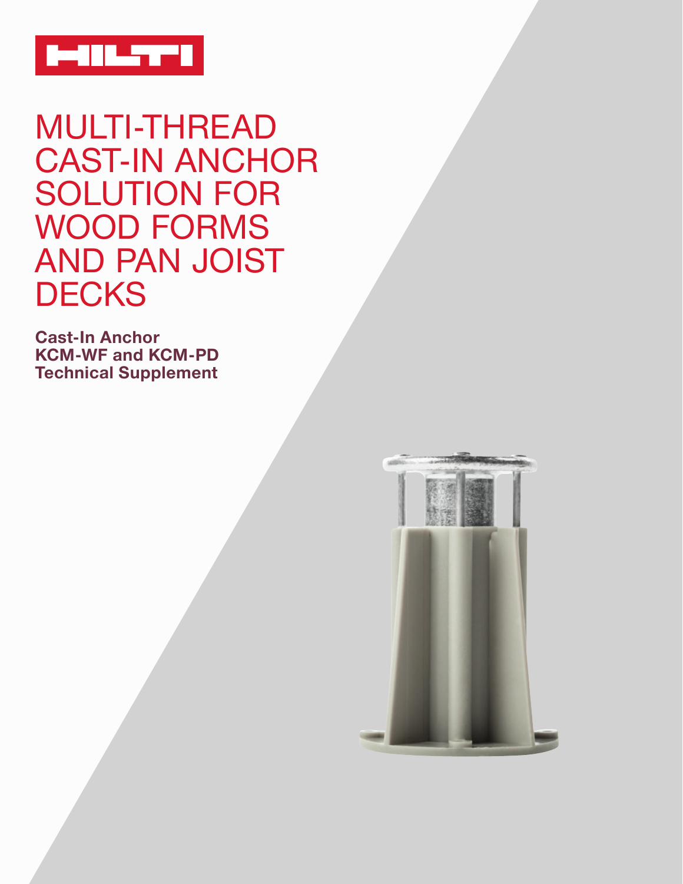# MULTI-THREAD CAST-IN ANCHOR SOLUTION FOR WOOD FORMS AND PAN JOIST DECKS

**Cast-In Anchor**
**KCM-WF and KCM-PD**
**Technical Supplement**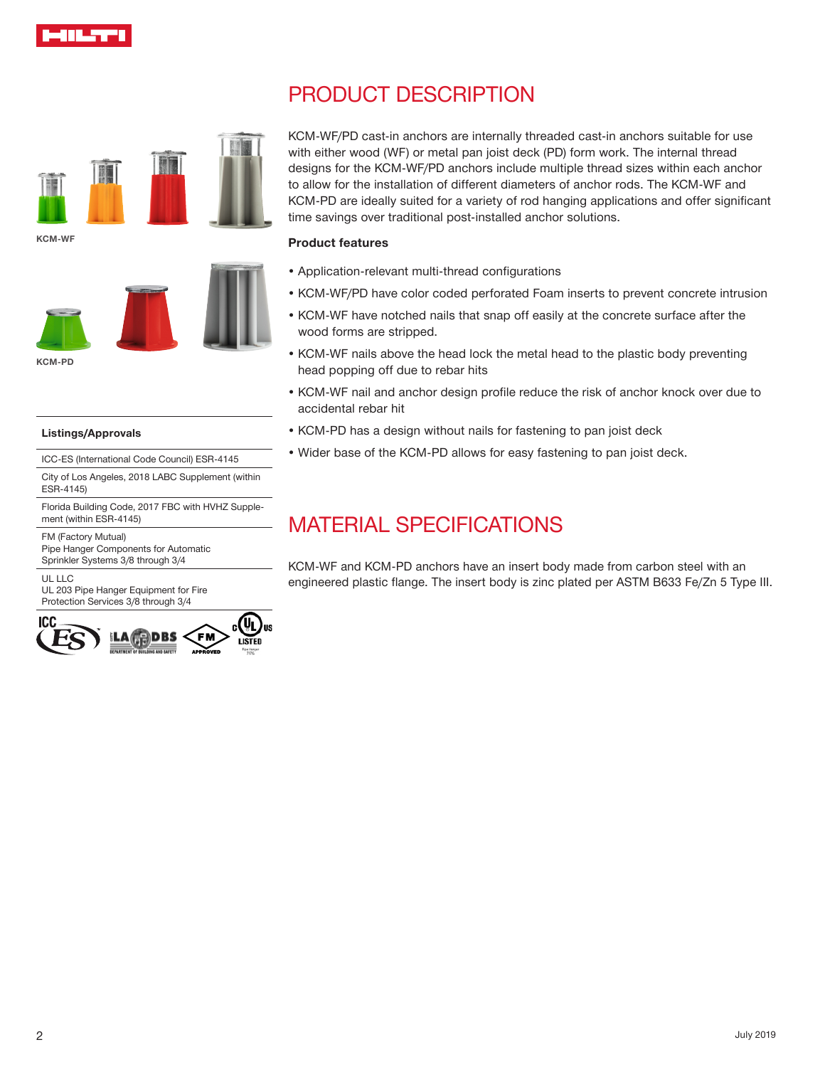KCM-WF

KCM-PD

#### Listings/Approvals

| |
|---|
| ICC-ES (International Code Council) ESR-4145 |
| City of Los Angeles, 2018 LABC Supplement (within ESR-4145) |
| Florida Building Code, 2017 FBC with HVHZ Supplement (within ESR-4145) |
| FM (Factory Mutual) Pipe Hanger Components for Automatic Sprinkler Systems 3/8 through 3/4 |
| UL LLC UL 203 Pipe Hanger Equipment for Fire Protection Services 3/8 through 3/4 |

# PRODUCT DESCRIPTION

KCM-WF/PD cast-in anchors are internally threaded cast-in anchors suitable for use with either wood (WF) or metal pan joist deck (PD) form work. The internal thread designs for the KCM-WF/PD anchors include multiple thread sizes within each anchor to allow for the installation of different diameters of anchor rods. The KCM-WF and KCM-PD are ideally suited for a variety of rod hanging applications and offer significant time savings over traditional post-installed anchor solutions.

**Product features**

- Application-relevant multi-thread configurations
- KCM-WF/PD have color coded perforated Foam inserts to prevent concrete intrusion
- KCM-WF have notched nails that snap off easily at the concrete surface after the wood forms are stripped.
- KCM-WF nails above the head lock the metal head to the plastic body preventing head popping off due to rebar hits
- KCM-WF nail and anchor design profile reduce the risk of anchor knock over due to accidental rebar hit
- KCM-PD has a design without nails for fastening to pan joist deck
- Wider base of the KCM-PD allows for easy fastening to pan joist deck.

# MATERIAL SPECIFICATIONS

KCM-WF and KCM-PD anchors have an insert body made from carbon steel with an engineered plastic flange. The insert body is zinc plated per ASTM B633 Fe/Zn 5 Type III.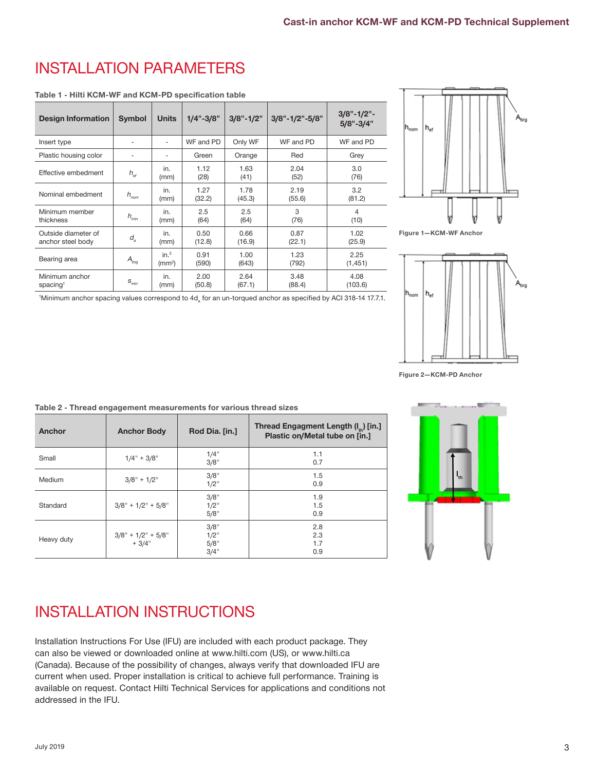# INSTALLATION PARAMETERS

**Table 1 - Hilti KCM-WF and KCM-PD specification table**

| Design Information | Symbol | Units | 1/4"-3/8" | 3/8"-1/2" | 3/8"-1/2"-5/8" | 3/8"-1/2"-5/8"-3/4" |
|---|---|---|---|---|---|---|
| Insert type | - | - | WF and PD | Only WF | WF and PD | WF and PD |
| Plastic housing color | - | - | Green | Orange | Red | Grey |
| Effective embedment | $h_{ef}$ | in. (mm) | 1.12 (28) | 1.63 (41) | 2.04 (52) | 3.0 (76) |
| Nominal embedment | $h_{nom}$ | in. (mm) | 1.27 (32.2) | 1.78 (45.3) | 2.19 (55.6) | 3.2 (81.2) |
| Minimum member thickness | $h_{min}$ | in. (mm) | 2.5 (64) | 2.5 (64) | 3 (76) | 4 (10) |
| Outside diameter of anchor steel body | $d_a$ | in. (mm) | 0.50 (12.8) | 0.66 (16.9) | 0.87 (22.1) | 1.02 (25.9) |
| Bearing area | $A_{brg}$ | in.² (mm²) | 0.91 (590) | 1.00 (643) | 1.23 (792) | 2.25 (1,451) |
| Minimum anchor spacing[1] | $s_{min}$ | in. (mm) | 2.00 (50.8) | 2.64 (67.1) | 3.48 (88.4) | 4.08 (103.6) |

[1]Minimum anchor spacing values correspond to $4d_a$ for an un-torqued anchor as specified by ACI 318-14 17.7.1.

Figure 1—KCM-WF Anchor

Figure 2—KCM-PD Anchor

**Table 2 - Thread engagement measurements for various thread sizes**

| Anchor | Anchor Body | Rod Dia. [in.] | Thread Engagment Length ($l_{th}$) [in.] Plastic on/Metal tube on [in.] |
|---|---|---|---|
| Small | 1/4" + 3/8" | 1/4"<br>3/8" | 1.1<br>0.7 |
| Medium | 3/8" + 1/2" | 3/8"<br>1/2" | 1.5<br>0.9 |
| Standard | 3/8" + 1/2" + 5/8" | 3/8"<br>1/2"<br>5/8" | 1.9<br>1.5<br>0.9 |
| Heavy duty | 3/8" + 1/2" + 5/8" + 3/4" | 3/8"<br>1/2"<br>5/8"<br>3/4" | 2.8<br>2.3<br>1.7<br>0.9 |

# INSTALLATION INSTRUCTIONS

Installation Instructions For Use (IFU) are included with each product package. They can also be viewed or downloaded online at www.hilti.com (US), or www.hilti.ca (Canada). Because of the possibility of changes, always verify that downloaded IFU are current when used. Proper installation is critical to achieve full performance. Training is available on request. Contact Hilti Technical Services for applications and conditions not addressed in the IFU.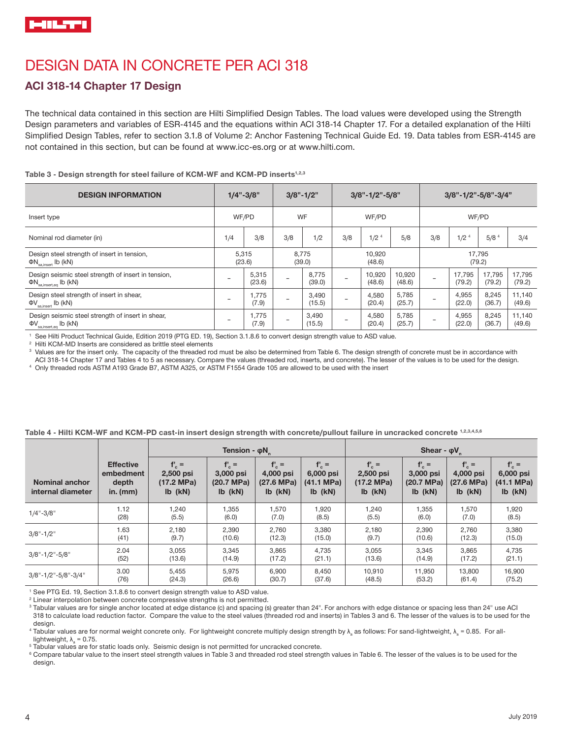# DESIGN DATA IN CONCRETE PER ACI 318

## ACI 318-14 Chapter 17 Design

The technical data contained in this section are Hilti Simplified Design Tables. The load values were developed using the Strength Design parameters and variables of ESR-4145 and the equations within ACI 318-14 Chapter 17. For a detailed explanation of the Hilti Simplified Design Tables, refer to section 3.1.8 of Volume 2: Anchor Fastening Technical Guide Ed. 19. Data tables from ESR-4145 are not contained in this section, but can be found at www.icc-es.org or at www.hilti.com.

**Table 3 - Design strength for steel failure of KCM-WF and KCM-PD inserts[1,2,3]**

| DESIGN INFORMATION | 1/4"-3/8" | | 3/8"-1/2" | | 3/8"-1/2"-5/8" | | | 3/8"-1/2"-5/8"-3/4" | | | |
|---|---|---|---|---|---|---|---|---|---|---|---|
| Insert type | WF/PD | | WF | | WF/PD | | | WF/PD | | | |
| Nominal rod diameter (in) | 1/4 | 3/8 | 3/8 | 1/2 | 3/8 | 1/2 [4] | 5/8 | 3/8 | 1/2 [4] | 5/8 [4] | 3/4 |
| Design steel strength of insert in tension, $\Phi N_{sa,insert}$ lb (kN) | 5,315 (23.6) | | 8,775 (39.0) | | 10,920 (48.6) | | | 17,795 (79.2) | | | |
| Design seismic steel strength of insert in tension, $\Phi N_{sa,insert,eq}$ lb (kN) | – | 5,315 (23.6) | – | 8,775 (39.0) | – | 10,920 (48.6) | 10,920 (48.6) | – | 17,795 (79.2) | 17,795 (79.2) | 17,795 (79.2) |
| Design steel strength of insert in shear, $\Phi V_{sa,insert}$ lb (kN) | – | 1,775 (7.9) | – | 3,490 (15.5) | – | 4,580 (20.4) | 5,785 (25.7) | – | 4,955 (22.0) | 8,245 (36.7) | 11,140 (49.6) |
| Design seismic steel strength of insert in shear, $\Phi V_{sa,insert,eq}$ lb (kN) | – | 1,775 (7.9) | – | 3,490 (15.5) | – | 4,580 (20.4) | 5,785 (25.7) | – | 4,955 (22.0) | 8,245 (36.7) | 11,140 (49.6) |

1 See Hilti Product Technical Guide, Edition 2019 (PTG ED. 19), Section 3.1.8.6 to convert design strength value to ASD value.
2 Hilti KCM-MD Inserts are considered as brittle steel elements
3 Values are for the insert only. The capacity of the threaded rod must be also be determined from Table 6. The design strength of concrete must be in accordance with ACI 318-14 Chapter 17 and Tables 4 to 5 as necessary. Compare the values (threaded rod, inserts, and concrete). The lesser of the values is to be used for the design.
4 Only threaded rods ASTM A193 Grade B7, ASTM A325, or ASTM F1554 Grade 105 are allowed to be used with the insert

**Table 4 - Hilti KCM-WF and KCM-PD cast-in insert design strength with concrete/pullout failure in uncracked concrete [1,2,3,4,5,6]**

| Nominal anchor internal diameter | Effective embedment depth in. (mm) | Tension - $\varphi N_n$ | | | | Shear - $\varphi V_n$ | | | |
|---|---|---|---|---|---|---|---|---|---|
| | | $f'_c$ = 2,500 psi (17.2 MPa) lb (kN) | $f'_c$ = 3,000 psi (20.7 MPa) lb (kN) | $f'_c$ = 4,000 psi (27.6 MPa) lb (kN) | $f'_c$ = 6,000 psi (41.1 MPa) lb (kN) | $f'_c$ = 2,500 psi (17.2 MPa) lb (kN) | $f'_c$ = 3,000 psi (20.7 MPa) lb (kN) | $f'_c$ = 4,000 psi (27.6 MPa) lb (kN) | $f'_c$ = 6,000 psi (41.1 MPa) lb (kN) |
| 1/4"-3/8" | 1.12 (28) | 1,240 (5.5) | 1,355 (6.0) | 1,570 (7.0) | 1,920 (8.5) | 1,240 (5.5) | 1,355 (6.0) | 1,570 (7.0) | 1,920 (8.5) |
| 3/8"-1/2" | 1.63 (41) | 2,180 (9.7) | 2,390 (10.6) | 2,760 (12.3) | 3,380 (15.0) | 2,180 (9.7) | 2,390 (10.6) | 2,760 (12.3) | 3,380 (15.0) |
| 3/8"-1/2"-5/8" | 2.04 (52) | 3,055 (13.6) | 3,345 (14.9) | 3,865 (17.2) | 4,735 (21.1) | 3,055 (13.6) | 3,345 (14.9) | 3,865 (17.2) | 4,735 (21.1) |
| 3/8"-1/2"-5/8"-3/4" | 3.00 (76) | 5,455 (24.3) | 5,975 (26.6) | 6,900 (30.7) | 8,450 (37.6) | 10,910 (48.5) | 11,950 (53.2) | 13,800 (61.4) | 16,900 (75.2) |

1 See PTG Ed. 19, Section 3.1.8.6 to convert design strength value to ASD value.
2 Linear interpolation between concrete compressive strengths is not permitted.
3 Tabular values are for single anchor located at edge distance (c) and spacing (s) greater than 24". For anchors with edge distance or spacing less than 24" use ACI 318 to calculate load reduction factor. Compare the value to the steel values (threaded rod and inserts) in Tables 3 and 6. The lesser of the values is to be used for the design.
4 Tabular values are for normal weight concrete only. For lightweight concrete multiply design strength by $\lambda_a$ as follows: For sand-lightweight, $\lambda_a$ = 0.85. For all-lightweight, $\lambda_a$ = 0.75.
5 Tabular values are for static loads only. Seismic design is not permitted for uncracked concrete.
6 Compare tabular value to the insert steel strength values in Table 3 and threaded rod steel strength values in Table 6. The lesser of the values is to be used for the design.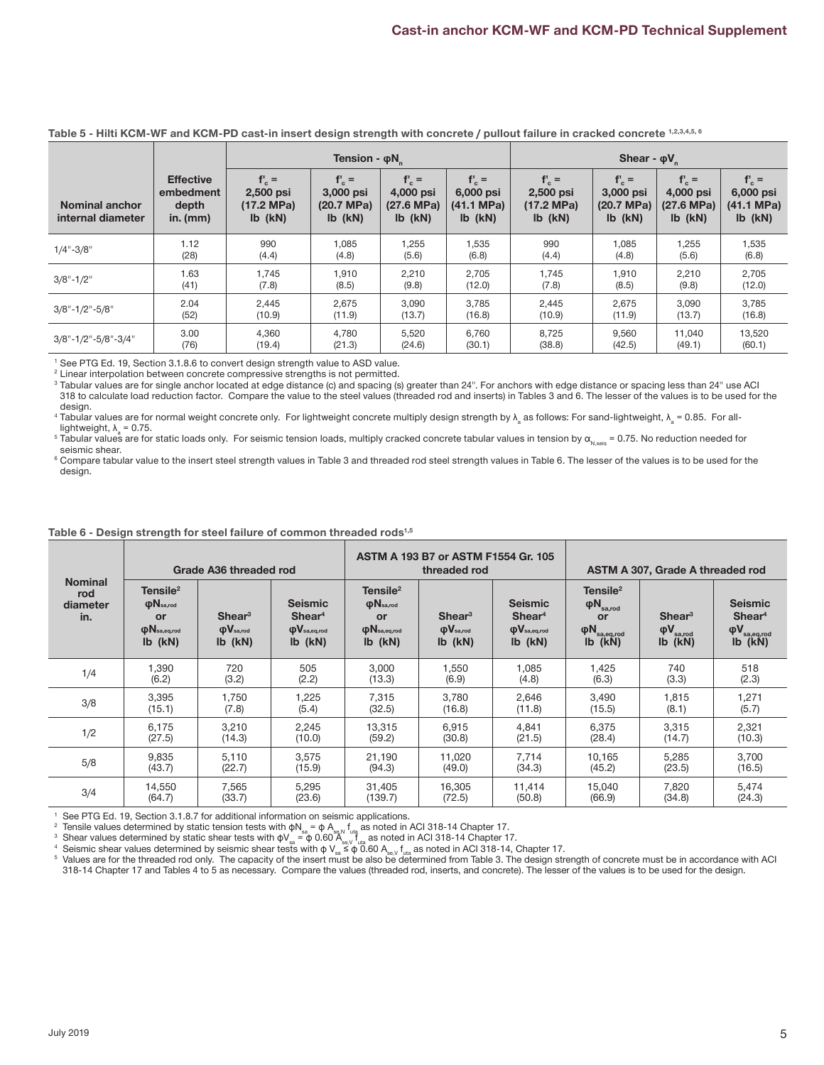**Table 5 - Hilti KCM-WF and KCM-PD cast-in insert design strength with concrete / pullout failure in cracked concrete [1,2,3,4,5,6]**

| Nominal anchor internal diameter | Effective embedment depth in. (mm) | Tension - $\phi N_n$ | | | | Shear - $\phi V_n$ | | | |
|---|---|---|---|---|---|---|---|---|---|
| | | $f'_c$ = 2,500 psi (17.2 MPa) lb (kN) | $f'_c$ = 3,000 psi (20.7 MPa) lb (kN) | $f'_c$ = 4,000 psi (27.6 MPa) lb (kN) | $f'_c$ = 6,000 psi (41.1 MPa) lb (kN) | $f'_c$ = 2,500 psi (17.2 MPa) lb (kN) | $f'_c$ = 3,000 psi (20.7 MPa) lb (kN) | $f'_c$ = 4,000 psi (27.6 MPa) lb (kN) | $f'_c$ = 6,000 psi (41.1 MPa) lb (kN) |
| 1/4"-3/8" | 1.12 (28) | 990 (4.4) | 1,085 (4.8) | 1,255 (5.6) | 1,535 (6.8) | 990 (4.4) | 1,085 (4.8) | 1,255 (5.6) | 1,535 (6.8) |
| 3/8"-1/2" | 1.63 (41) | 1,745 (7.8) | 1,910 (8.5) | 2,210 (9.8) | 2,705 (12.0) | 1,745 (7.8) | 1,910 (8.5) | 2,210 (9.8) | 2,705 (12.0) |
| 3/8"-1/2"-5/8" | 2.04 (52) | 2,445 (10.9) | 2,675 (11.9) | 3,090 (13.7) | 3,785 (16.8) | 2,445 (10.9) | 2,675 (11.9) | 3,090 (13.7) | 3,785 (16.8) |
| 3/8"-1/2"-5/8"-3/4" | 3.00 (76) | 4,360 (19.4) | 4,780 (21.3) | 5,520 (24.6) | 6,760 (30.1) | 8,725 (38.8) | 9,560 (42.5) | 11,040 (49.1) | 13,520 (60.1) |

1 See PTG Ed. 19, Section 3.1.8.6 to convert design strength value to ASD value.
2 Linear interpolation between concrete compressive strengths is not permitted.
3 Tabular values are for single anchor located at edge distance (c) and spacing (s) greater than 24". For anchors with edge distance or spacing less than 24" use ACI 318 to calculate load reduction factor. Compare the value to the steel values (threaded rod and inserts) in Tables 3 and 6. The lesser of the values is to be used for the design.
4 Tabular values are for normal weight concrete only. For lightweight concrete multiply design strength by $\lambda_a$ as follows: For sand-lightweight, $\lambda_a$ = 0.85. For all-lightweight, $\lambda_a$ = 0.75.
5 Tabular values are for static loads only. For seismic tension loads, multiply cracked concrete tabular values in tension by $\alpha_{N,seis}$ = 0.75. No reduction needed for seismic shear.
6 Compare tabular value to the insert steel strength values in Table 3 and threaded rod steel strength values in Table 6. The lesser of the values is to be used for the design.

**Table 6 - Design strength for steel failure of common threaded rods[1,5]**

| Nominal rod diameter in. | Grade A36 threaded rod | | | ASTM A 193 B7 or ASTM F1554 Gr. 105 threaded rod | | | ASTM A 307, Grade A threaded rod | | |
|---|---|---|---|---|---|---|---|---|---|
| | Tensile[2] $\phi N_{sa,rod}$ or $\phi N_{sa,eq,rod}$ lb (kN) | Shear[3] $\phi V_{sa,rod}$ lb (kN) | Seismic Shear[4] $\phi V_{sa,eq,rod}$ lb (kN) | Tensile[2] $\phi N_{sa,rod}$ or $\phi N_{sa,eq,rod}$ lb (kN) | Shear[3] $\phi V_{sa,rod}$ lb (kN) | Seismic Shear[4] $\phi V_{sa,eq,rod}$ lb (kN) | Tensile[2] $\phi N_{sa,rod}$ or $\phi N_{sa,eq,rod}$ lb (kN) | Shear[3] $\phi V_{sa,rod}$ lb (kN) | Seismic Shear[4] $\phi V_{sa,eq,rod}$ lb (kN) |
| 1/4 | 1,390 (6.2) | 720 (3.2) | 505 (2.2) | 3,000 (13.3) | 1,550 (6.9) | 1,085 (4.8) | 1,425 (6.3) | 740 (3.3) | 518 (2.3) |
| 3/8 | 3,395 (15.1) | 1,750 (7.8) | 1,225 (5.4) | 7,315 (32.5) | 3,780 (16.8) | 2,646 (11.8) | 3,490 (15.5) | 1,815 (8.1) | 1,271 (5.7) |
| 1/2 | 6,175 (27.5) | 3,210 (14.3) | 2,245 (10.0) | 13,315 (59.2) | 6,915 (30.8) | 4,841 (21.5) | 6,375 (28.4) | 3,315 (14.7) | 2,321 (10.3) |
| 5/8 | 9,835 (43.7) | 5,110 (22.7) | 3,575 (15.9) | 21,190 (94.3) | 11,020 (49.0) | 7,714 (34.3) | 10,165 (45.2) | 5,285 (23.5) | 3,700 (16.5) |
| 3/4 | 14,550 (64.7) | 7,565 (33.7) | 5,295 (23.6) | 31,405 (139.7) | 16,305 (72.5) | 11,414 (50.8) | 15,040 (66.9) | 7,820 (34.8) | 5,474 (24.3) |

1 See PTG Ed. 19, Section 3.1.8.7 for additional information on seismic applications.
2 Tensile values determined by static tension tests with $\phi N_{sa} = \phi A_{se,N} f_{uta}$ as noted in ACI 318-14 Chapter 17.
3 Shear values determined by static shear tests with $\phi V_{sa} = \phi\, 0.60 A_{se,V} f_{uta}$ as noted in ACI 318-14 Chapter 17.
4 Seismic shear values determined by seismic shear tests with $\phi V_{sa} \leq \phi\, 0.60 A_{se,V} f_{uta}$ as noted in ACI 318-14, Chapter 17.
5 Values are for the threaded rod only. The capacity of the insert must be also be determined from Table 3. The design strength of concrete must be in accordance with ACI 318-14 Chapter 17 and Tables 4 to 5 as necessary. Compare the values (threaded rod, inserts, and concrete). The lesser of the values is to be used for the design.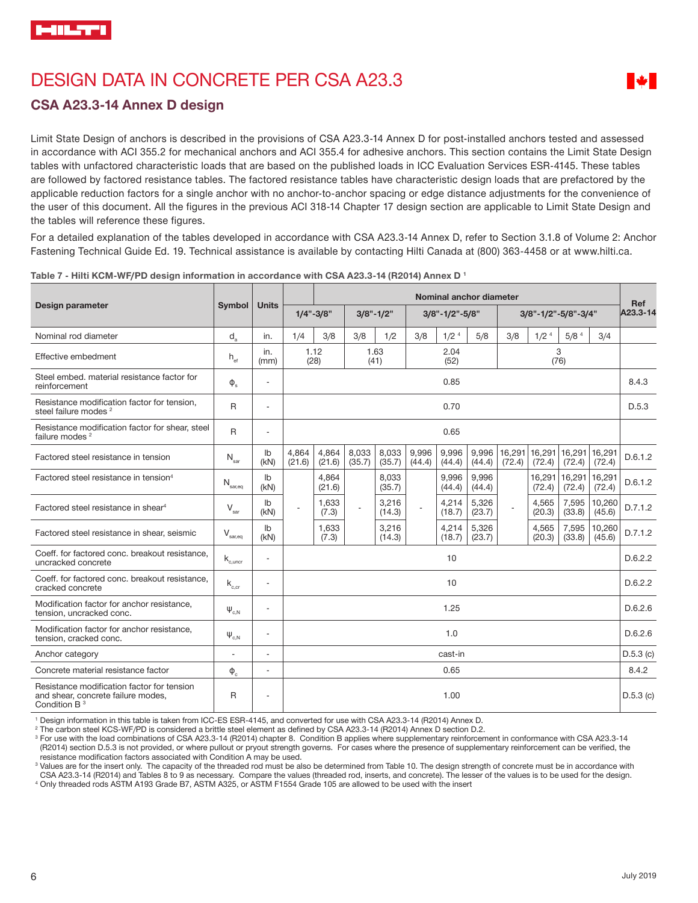# DESIGN DATA IN CONCRETE PER CSA A23.3

## CSA A23.3-14 Annex D design

Limit State Design of anchors is described in the provisions of CSA A23.3-14 Annex D for post-installed anchors tested and assessed in accordance with ACI 355.2 for mechanical anchors and ACI 355.4 for adhesive anchors. This section contains the Limit State Design tables with unfactored characteristic loads that are based on the published loads in ICC Evaluation Services ESR-4145. These tables are followed by factored resistance tables. The factored resistance tables have characteristic design loads that are prefactored by the applicable reduction factors for a single anchor with no anchor-to-anchor spacing or edge distance adjustments for the convenience of the user of this document. All the figures in the previous ACI 318-14 Chapter 17 design section are applicable to Limit State Design and the tables will reference these figures.

For a detailed explanation of the tables developed in accordance with CSA A23.3-14 Annex D, refer to Section 3.1.8 of Volume 2: Anchor Fastening Technical Guide Ed. 19. Technical assistance is available by contacting Hilti Canada at (800) 363-4458 or at www.hilti.ca.

**Table 7 - Hilti KCM-WF/PD design information in accordance with CSA A23.3-14 (R2014) Annex D [1]**

| Design parameter | Symbol | Units | Nominal anchor diameter | | | | | | | | | | | Ref A23.3-14 |
|---|---|---|---|---|---|---|---|---|---|---|---|---|---|---|
| | | | 1/4"-3/8" | | 3/8"-1/2" | | 3/8"-1/2"-5/8" | | | 3/8"-1/2"-5/8"-3/4" | | | | |
| Nominal rod diameter | $d_a$ | in. | 1/4 | 3/8 | 3/8 | 1/2 | 3/8 | 1/2 [4] | 5/8 | 3/8 | 1/2 [4] | 5/8 [4] | 3/4 | |
| Effective embedment | $h_{ef}$ | in. (mm) | 1.12 (28) | | 1.63 (41) | | 2.04 (52) | | | 3 (76) | | | | |
| Steel embed. material resistance factor for reinforcement | $\phi_s$ | - | 0.85 | | | | | | | | | | | 8.4.3 |
| Resistance modification factor for tension, steel failure modes [2] | R | - | 0.70 | | | | | | | | | | | D.5.3 |
| Resistance modification factor for shear, steel failure modes [2] | R | - | 0.65 | | | | | | | | | | | |
| Factored steel resistance in tension | $N_{sar}$ | lb (kN) | 4,864 (21.6) | 4,864 (21.6) | 8,033 (35.7) | 8,033 (35.7) | 9,996 (44.4) | 9,996 (44.4) | 9,996 (44.4) | 16,291 (72.4) | 16,291 (72.4) | 16,291 (72.4) | 16,291 (72.4) | D.6.1.2 |
| Factored steel resistance in tension [4] | $N_{sar,eq}$ | lb (kN) | - | 4,864 (21.6) | - | 8,033 (35.7) | - | 9,996 (44.4) | 9,996 (44.4) | - | 16,291 (72.4) | 16,291 (72.4) | 16,291 (72.4) | D.6.1.2 |
| Factored steel resistance in shear [4] | $V_{sar}$ | lb (kN) | | 1,633 (7.3) | | 3,216 (14.3) | | 4,214 (18.7) | 5,326 (23.7) | | 4,565 (20.3) | 7,595 (33.8) | 10,260 (45.6) | D.7.1.2 |
| Factored steel resistance in shear, seismic | $V_{sar,eq}$ | lb (kN) | | 1,633 (7.3) | | 3,216 (14.3) | | 4,214 (18.7) | 5,326 (23.7) | | 4,565 (20.3) | 7,595 (33.8) | 10,260 (45.6) | D.7.1.2 |
| Coeff. for factored conc. breakout resistance, uncracked concrete | $k_{c,uncr}$ | - | 10 | | | | | | | | | | | D.6.2.2 |
| Coeff. for factored conc. breakout resistance, cracked concrete | $k_{c,cr}$ | - | 10 | | | | | | | | | | | D.6.2.2 |
| Modification factor for anchor resistance, tension, uncracked conc. | $\psi_{c,N}$ | - | 1.25 | | | | | | | | | | | D.6.2.6 |
| Modification factor for anchor resistance, tension, cracked conc. | $\psi_{c,N}$ | - | 1.0 | | | | | | | | | | | D.6.2.6 |
| Anchor category | - | - | cast-in | | | | | | | | | | | D.5.3 (c) |
| Concrete material resistance factor | $\phi_c$ | - | 0.65 | | | | | | | | | | | 8.4.2 |
| Resistance modification factor for tension and shear, concrete failure modes, Condition B [3] | R | - | 1.00 | | | | | | | | | | | D.5.3 (c) |

[1] Design information in this table is taken from ICC-ES ESR-4145, and converted for use with CSA A23.3-14 (R2014) Annex D.

[2] The carbon steel KCS-WF/PD is considered a brittle steel element as defined by CSA A23.3-14 (R2014) Annex D section D.2.

[3] For use with the load combinations of CSA A23.3-14 (R2014) chapter 8. Condition B applies where supplementary reinforcement in conformance with CSA A23.3-14 (R2014) section D.5.3 is not provided, or where pullout or pryout strength governs. For cases where the presence of supplementary reinforcement can be verified, the resistance modification factors associated with Condition A may be used.

[3] Values are for the insert only. The capacity of the threaded rod must be also be determined from Table 10. The design strength of concrete must be in accordance with CSA A23.3-14 (R2014) and Tables 8 to 9 as necessary. Compare the values (threaded rod, inserts, and concrete). The lesser of the values is to be used for the design.

[4] Only threaded rods ASTM A193 Grade B7, ASTM A325, or ASTM F1554 Grade 105 are allowed to be used with the insert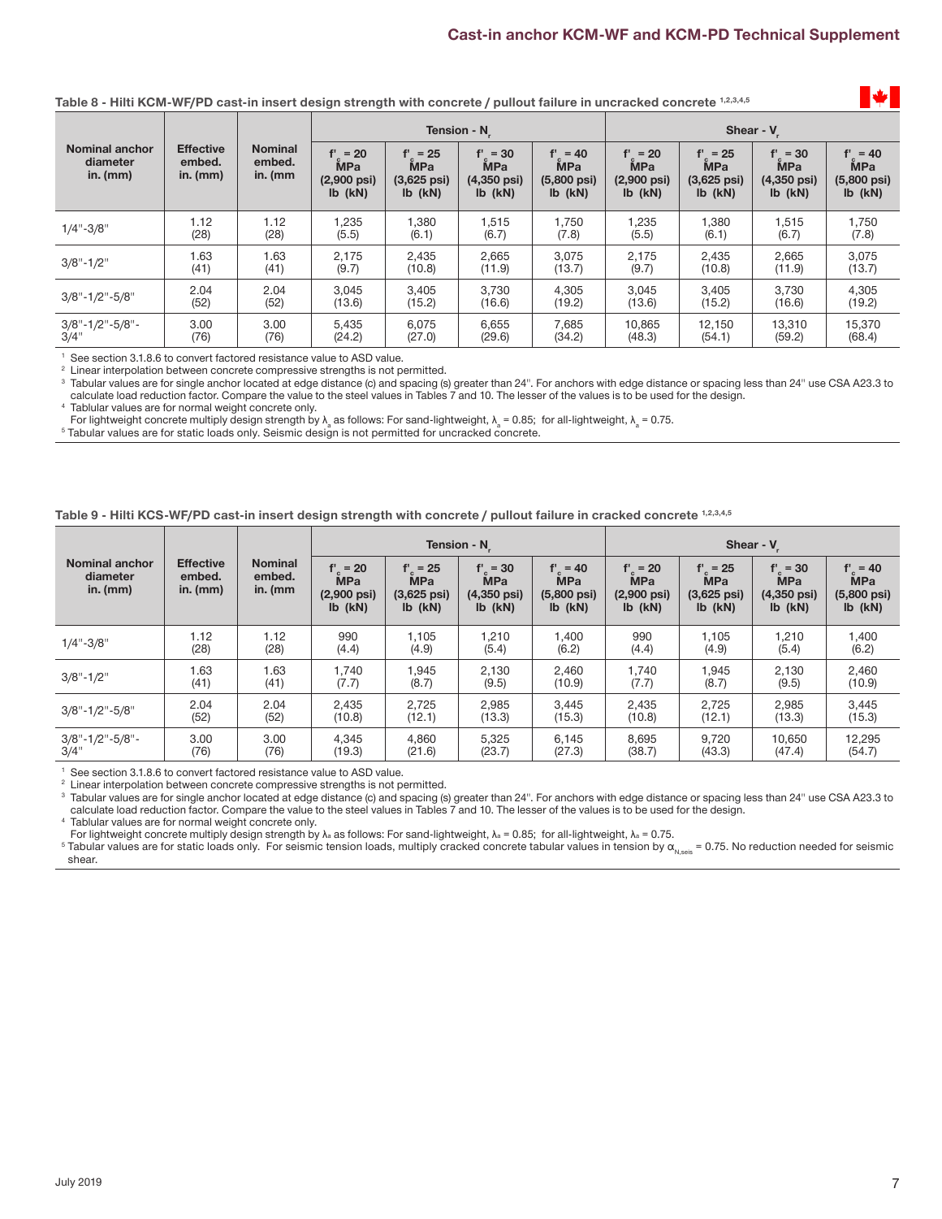**Table 8 - Hilti KCM-WF/PD cast-in insert design strength with concrete / pullout failure in uncracked concrete** [1,2,3,4,5]

| Nominal anchor diameter in. (mm) | Effective embed. in. (mm) | Nominal embed. in. (mm | Tension - $N_r$ | | | | Shear - $V_r$ | | | |
|---|---|---|---|---|---|---|---|---|---|---|
| | | | $f'_c$ = 20 MPa (2,900 psi) lb (kN) | $f'_c$ = 25 MPa (3,625 psi) lb (kN) | $f'_c$ = 30 MPa (4,350 psi) lb (kN) | $f'_c$ = 40 MPa (5,800 psi) lb (kN) | $f'_c$ = 20 MPa (2,900 psi) lb (kN) | $f'_c$ = 25 MPa (3,625 psi) lb (kN) | $f'_c$ = 30 MPa (4,350 psi) lb (kN) | $f'_c$ = 40 MPa (5,800 psi) lb (kN) |
| 1/4"-3/8" | 1.12 (28) | 1.12 (28) | 1,235 (5.5) | 1,380 (6.1) | 1,515 (6.7) | 1,750 (7.8) | 1,235 (5.5) | 1,380 (6.1) | 1,515 (6.7) | 1,750 (7.8) |
| 3/8"-1/2" | 1.63 (41) | 1.63 (41) | 2,175 (9.7) | 2,435 (10.8) | 2,665 (11.9) | 3,075 (13.7) | 2,175 (9.7) | 2,435 (10.8) | 2,665 (11.9) | 3,075 (13.7) |
| 3/8"-1/2"-5/8" | 2.04 (52) | 2.04 (52) | 3,045 (13.6) | 3,405 (15.2) | 3,730 (16.6) | 4,305 (19.2) | 3,045 (13.6) | 3,405 (15.2) | 3,730 (16.6) | 4,305 (19.2) |
| 3/8"-1/2"-5/8"-3/4" | 3.00 (76) | 3.00 (76) | 5,435 (24.2) | 6,075 (27.0) | 6,655 (29.6) | 7,685 (34.2) | 10,865 (48.3) | 12,150 (54.1) | 13,310 (59.2) | 15,370 (68.4) |

1 See section 3.1.8.6 to convert factored resistance value to ASD value.
2 Linear interpolation between concrete compressive strengths is not permitted.
3 Tabular values are for single anchor located at edge distance (c) and spacing (s) greater than 24". For anchors with edge distance or spacing less than 24" use CSA A23.3 to calculate load reduction factor. Compare the value to the steel values in Tables 7 and 10. The lesser of the values is to be used for the design.
4 Tabular values are for normal weight concrete only.
For lightweight concrete multiply design strength by $\lambda_a$ as follows: For sand-lightweight, $\lambda_a$ = 0.85; for all-lightweight, $\lambda_a$ = 0.75.
5 Tabular values are for static loads only. Seismic design is not permitted for uncracked concrete.

**Table 9 - Hilti KCS-WF/PD cast-in insert design strength with concrete / pullout failure in cracked concrete** [1,2,3,4,5]

| Nominal anchor diameter in. (mm) | Effective embed. in. (mm) | Nominal embed. in. (mm | Tension - $N_r$ | | | | Shear - $V_r$ | | | |
|---|---|---|---|---|---|---|---|---|---|---|
| | | | $f'_c$ = 20 MPa (2,900 psi) lb (kN) | $f'_c$ = 25 MPa (3,625 psi) lb (kN) | $f'_c$ = 30 MPa (4,350 psi) lb (kN) | $f'_c$ = 40 MPa (5,800 psi) lb (kN) | $f'_c$ = 20 MPa (2,900 psi) lb (kN) | $f'_c$ = 25 MPa (3,625 psi) lb (kN) | $f'_c$ = 30 MPa (4,350 psi) lb (kN) | $f'_c$ = 40 MPa (5,800 psi) lb (kN) |
| 1/4"-3/8" | 1.12 (28) | 1.12 (28) | 990 (4.4) | 1,105 (4.9) | 1,210 (5.4) | 1,400 (6.2) | 990 (4.4) | 1,105 (4.9) | 1,210 (5.4) | 1,400 (6.2) |
| 3/8"-1/2" | 1.63 (41) | 1.63 (41) | 1,740 (7.7) | 1,945 (8.7) | 2,130 (9.5) | 2,460 (10.9) | 1,740 (7.7) | 1,945 (8.7) | 2,130 (9.5) | 2,460 (10.9) |
| 3/8"-1/2"-5/8" | 2.04 (52) | 2.04 (52) | 2,435 (10.8) | 2,725 (12.1) | 2,985 (13.3) | 3,445 (15.3) | 2,435 (10.8) | 2,725 (12.1) | 2,985 (13.3) | 3,445 (15.3) |
| 3/8"-1/2"-5/8"-3/4" | 3.00 (76) | 3.00 (76) | 4,345 (19.3) | 4,860 (21.6) | 5,325 (23.7) | 6,145 (27.3) | 8,695 (38.7) | 9,720 (43.3) | 10,650 (47.4) | 12,295 (54.7) |

1 See section 3.1.8.6 to convert factored resistance value to ASD value.
2 Linear interpolation between concrete compressive strengths is not permitted.
3 Tabular values are for single anchor located at edge distance (c) and spacing (s) greater than 24". For anchors with edge distance or spacing less than 24" use CSA A23.3 to calculate load reduction factor. Compare the value to the steel values in Tables 7 and 10. The lesser of the values is to be used for the design.
4 Tabular values are for normal weight concrete only.
For lightweight concrete multiply design strength by $\lambda_a$ as follows: For sand-lightweight, $\lambda_a$ = 0.85; for all-lightweight, $\lambda_a$ = 0.75.
5 Tabular values are for static loads only. For seismic tension loads, multiply cracked concrete tabular values in tension by $\alpha_{N,seis}$ = 0.75. No reduction needed for seismic shear.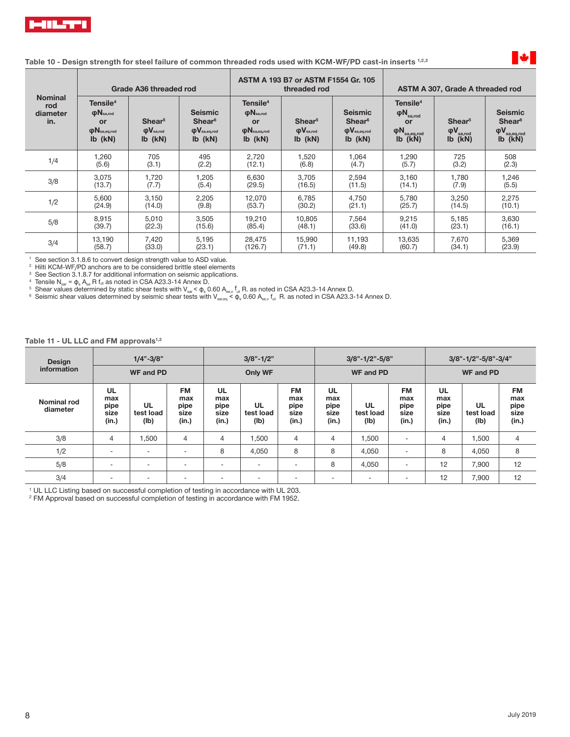**Table 10 - Design strength for steel failure of common threaded rods used with KCM-WF/PD cast-in inserts [1,2,3]**

| Nominal rod diameter in. | Grade A36 threaded rod | | | ASTM A 193 B7 or ASTM F1554 Gr. 105 threaded rod | | | ASTM A 307, Grade A threaded rod | | |
|---|---|---|---|---|---|---|---|---|---|
| | Tensile[4] $\phi N_{sa,rod}$ or $\phi N_{sa,eq,rod}$ lb (kN) | Shear[5] $\phi V_{sa,rod}$ lb (kN) | Seismic Shear[6] $\phi V_{sa,eq,rod}$ lb (kN) | Tensile[4] $\phi N_{sa,rod}$ or $\phi N_{sa,eq,rod}$ lb (kN) | Shear[5] $\phi V_{sa,rod}$ lb (kN) | Seismic Shear[6] $\phi V_{sa,eq,rod}$ lb (kN) | Tensile[4] $\phi N_{sa,rod}$ or $\phi N_{sa,eq,rod}$ lb (kN) | Shear[5] $\phi V_{sa,rod}$ lb (kN) | Seismic Shear[6] $\phi V_{sa,eq,rod}$ lb (kN) |
| 1/4 | 1,260 (5.6) | 705 (3.1) | 495 (2.2) | 2,720 (12.1) | 1,520 (6.8) | 1,064 (4.7) | 1,290 (5.7) | 725 (3.2) | 508 (2.3) |
| 3/8 | 3,075 (13.7) | 1,720 (7.7) | 1,205 (5.4) | 6,630 (29.5) | 3,705 (16.5) | 2,594 (11.5) | 3,160 (14.1) | 1,780 (7.9) | 1,246 (5.5) |
| 1/2 | 5,600 (24.9) | 3,150 (14.0) | 2,205 (9.8) | 12,070 (53.7) | 6,785 (30.2) | 4,750 (21.1) | 5,780 (25.7) | 3,250 (14.5) | 2,275 (10.1) |
| 5/8 | 8,915 (39.7) | 5,010 (22.3) | 3,505 (15.6) | 19,210 (85.4) | 10,805 (48.1) | 7,564 (33.6) | 9,215 (41.0) | 5,185 (23.1) | 3,630 (16.1) |
| 3/4 | 13,190 (58.7) | 7,420 (33.0) | 5,195 (23.1) | 28,475 (126.7) | 15,990 (71.1) | 11,193 (49.8) | 13,635 (60.7) | 7,670 (34.1) | 5,369 (23.9) |

1 See section 3.1.8.6 to convert design strength value to ASD value.
2 Hilti KCM-WF/PD anchors are to be considered brittle steel elements
3 See Section 3.1.8.7 for additional information on seismic applications.
4 Tensile $N_{sar} = \phi_s A_{se} R f_{ut}$ as noted in CSA A23.3-14 Annex D.
5 Shear values determined by static shear tests with $V_{sar} < \phi_s 0.60 A_{se,v} f_{ut} R$. as noted in CSA A23.3-14 Annex D.
6 Seismic shear values determined by seismic shear tests with $V_{sar,eq} < \phi_s 0.60 A_{se,v} f_{ut} R$. as noted in CSA A23.3-14 Annex D.

**Table 11 - UL LLC and FM approvals [1,2]**

| Design information | 1/4"-3/8" WF and PD | | | 3/8"-1/2" Only WF | | | 3/8"-1/2"-5/8" WF and PD | | | 3/8"-1/2"-5/8"-3/4" WF and PD | | |
|---|---|---|---|---|---|---|---|---|---|---|---|---|
| Nominal rod diameter | UL max pipe size (in.) | UL test load (lb) | FM max pipe size (in.) | UL max pipe size (in.) | UL test load (lb) | FM max pipe size (in.) | UL max pipe size (in.) | UL test load (lb) | FM max pipe size (in.) | UL max pipe size (in.) | UL test load (lb) | FM max pipe size (in.) |
| 3/8 | 4 | 1,500 | 4 | 4 | 1,500 | 4 | 4 | 1,500 | - | 4 | 1,500 | 4 |
| 1/2 | - | - | - | 8 | 4,050 | 8 | 8 | 4,050 | - | 8 | 4,050 | 8 |
| 5/8 | - | - | - | - | - | - | 8 | 4,050 | - | 12 | 7,900 | 12 |
| 3/4 | - | - | - | - | - | - | - | - | - | 12 | 7,900 | 12 |

1 UL LLC Listing based on successful completion of testing in accordance with UL 203.
2 FM Approval based on successful completion of testing in accordance with FM 1952.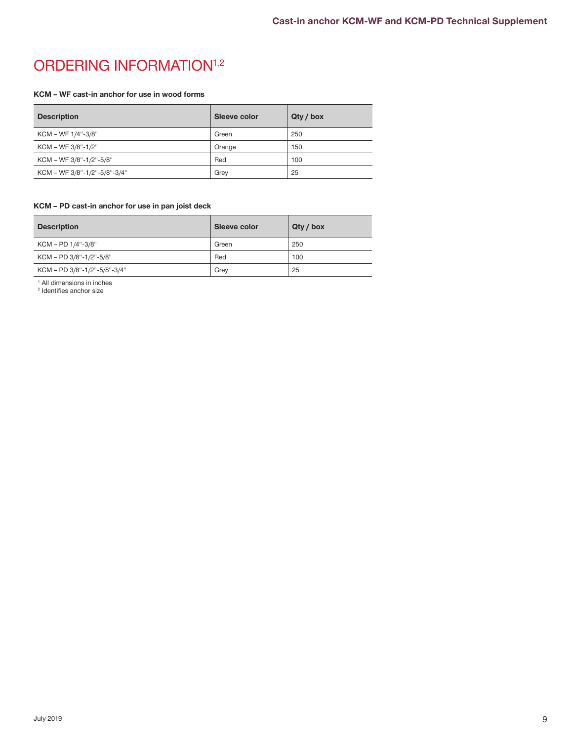# ORDERING INFORMATION[1,2]

**KCM – WF cast-in anchor for use in wood forms**

| Description | Sleeve color | Qty / box |
|---|---|---|
| KCM – WF 1/4"-3/8" | Green | 250 |
| KCM – WF 3/8"-1/2" | Orange | 150 |
| KCM – WF 3/8"-1/2"-5/8" | Red | 100 |
| KCM – WF 3/8"-1/2"-5/8"-3/4" | Grey | 25 |

**KCM – PD cast-in anchor for use in pan joist deck**

| Description | Sleeve color | Qty / box |
|---|---|---|
| KCM – PD 1/4"-3/8" | Green | 250 |
| KCM – PD 3/8"-1/2"-5/8" | Red | 100 |
| KCM – PD 3/8"-1/2"-5/8"-3/4" | Grey | 25 |

[1] All dimensions in inches
[2] Identifies anchor size

July 2019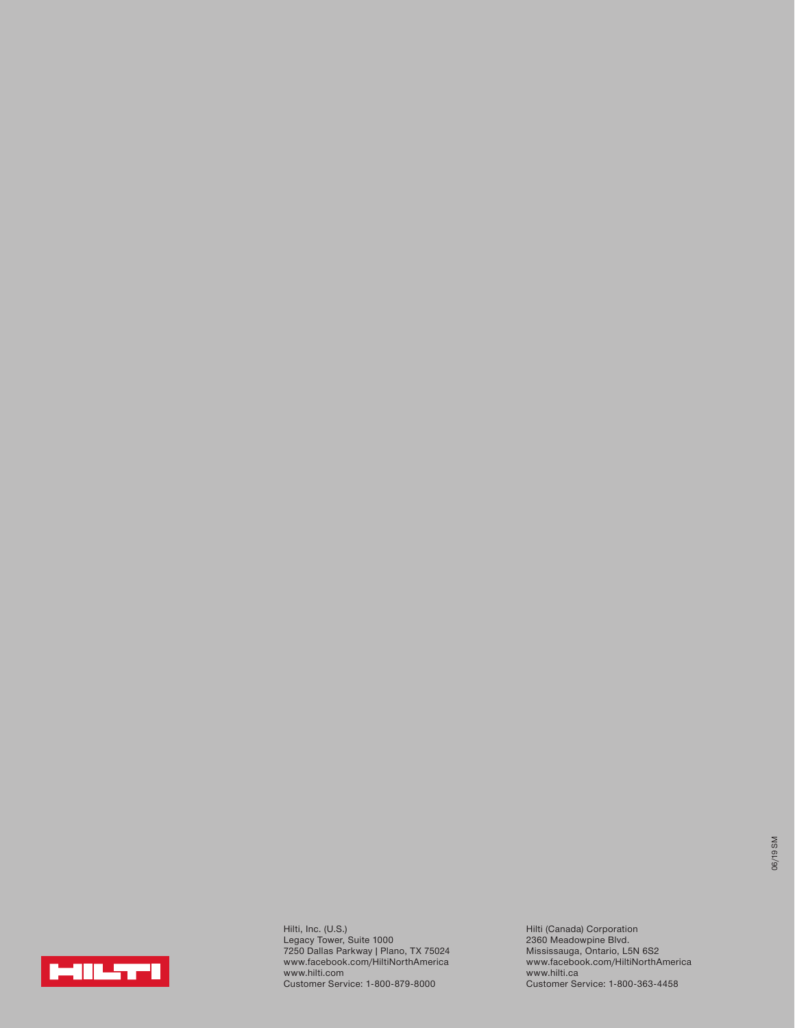Hilti, Inc. (U.S.)
Legacy Tower, Suite 1000
7250 Dallas Parkway | Plano, TX 75024
www.facebook.com/HiltiNorthAmerica
www.hilti.com
Customer Service: 1-800-879-8000

Hilti (Canada) Corporation
2360 Meadowpine Blvd.
Mississauga, Ontario, L5N 6S2
www.facebook.com/HiltiNorthAmerica
www.hilti.ca
Customer Service: 1-800-363-4458

06/19 SM